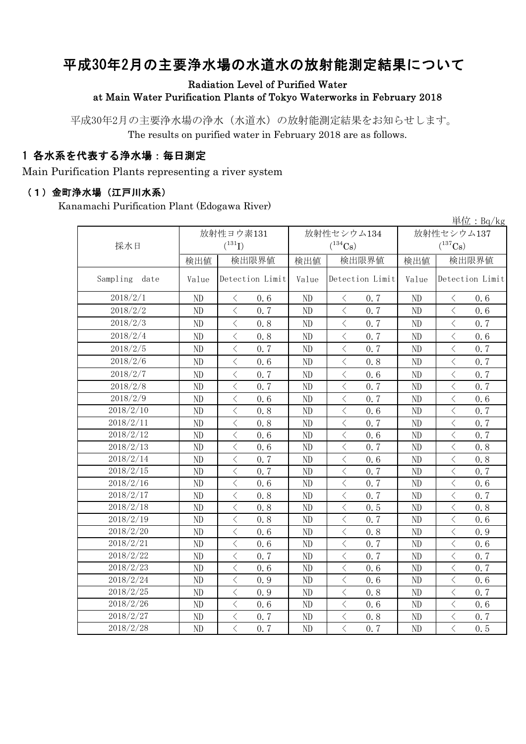# 平成30年2月の主要浄水場の水道水の放射能測定結果について

Radiation Level of Purified Water at Main Water Purification Plants of Tokyo Waterworks in February 2018

平成30年2月の主要浄水場の浄水（水道水）の放射能測定結果をお知らせします。
The results on purified water in February 2018 are as follows.

## 1 各水系を代表する浄水場：毎日測定

Main Purification Plants representing a river system

### （1）金町浄水場（江戸川水系）

Kanamachi Purification Plant (Edogawa River)

単位：Bq/kg

| 採水日 | 放射性ヨウ素131 ($^{131}I$) | | 放射性セシウム134 ($^{134}Cs$) | | 放射性セシウム137 ($^{137}Cs$) | |
|---|---|---|---|---|---|---|
| | 検出値 | 検出限界値 | 検出値 | 検出限界値 | 検出値 | 検出限界値 |
| Sampling date | Value | Detection Limit | Value | Detection Limit | Value | Detection Limit |
| 2018/2/1 | ND | ＜ 0.6 | ND | ＜ 0.7 | ND | ＜ 0.6 |
| 2018/2/2 | ND | ＜ 0.7 | ND | ＜ 0.7 | ND | ＜ 0.6 |
| 2018/2/3 | ND | ＜ 0.8 | ND | ＜ 0.7 | ND | ＜ 0.7 |
| 2018/2/4 | ND | ＜ 0.8 | ND | ＜ 0.7 | ND | ＜ 0.6 |
| 2018/2/5 | ND | ＜ 0.7 | ND | ＜ 0.7 | ND | ＜ 0.7 |
| 2018/2/6 | ND | ＜ 0.6 | ND | ＜ 0.8 | ND | ＜ 0.7 |
| 2018/2/7 | ND | ＜ 0.7 | ND | ＜ 0.6 | ND | ＜ 0.7 |
| 2018/2/8 | ND | ＜ 0.7 | ND | ＜ 0.7 | ND | ＜ 0.7 |
| 2018/2/9 | ND | ＜ 0.6 | ND | ＜ 0.7 | ND | ＜ 0.6 |
| 2018/2/10 | ND | ＜ 0.8 | ND | ＜ 0.6 | ND | ＜ 0.7 |
| 2018/2/11 | ND | ＜ 0.8 | ND | ＜ 0.7 | ND | ＜ 0.7 |
| 2018/2/12 | ND | ＜ 0.6 | ND | ＜ 0.6 | ND | ＜ 0.7 |
| 2018/2/13 | ND | ＜ 0.6 | ND | ＜ 0.7 | ND | ＜ 0.8 |
| 2018/2/14 | ND | ＜ 0.7 | ND | ＜ 0.6 | ND | ＜ 0.8 |
| 2018/2/15 | ND | ＜ 0.7 | ND | ＜ 0.7 | ND | ＜ 0.7 |
| 2018/2/16 | ND | ＜ 0.6 | ND | ＜ 0.7 | ND | ＜ 0.6 |
| 2018/2/17 | ND | ＜ 0.8 | ND | ＜ 0.7 | ND | ＜ 0.7 |
| 2018/2/18 | ND | ＜ 0.8 | ND | ＜ 0.5 | ND | ＜ 0.8 |
| 2018/2/19 | ND | ＜ 0.8 | ND | ＜ 0.7 | ND | ＜ 0.6 |
| 2018/2/20 | ND | ＜ 0.6 | ND | ＜ 0.8 | ND | ＜ 0.9 |
| 2018/2/21 | ND | ＜ 0.6 | ND | ＜ 0.7 | ND | ＜ 0.6 |
| 2018/2/22 | ND | ＜ 0.7 | ND | ＜ 0.7 | ND | ＜ 0.7 |
| 2018/2/23 | ND | ＜ 0.6 | ND | ＜ 0.6 | ND | ＜ 0.7 |
| 2018/2/24 | ND | ＜ 0.9 | ND | ＜ 0.6 | ND | ＜ 0.6 |
| 2018/2/25 | ND | ＜ 0.9 | ND | ＜ 0.8 | ND | ＜ 0.7 |
| 2018/2/26 | ND | ＜ 0.6 | ND | ＜ 0.6 | ND | ＜ 0.6 |
| 2018/2/27 | ND | ＜ 0.7 | ND | ＜ 0.8 | ND | ＜ 0.7 |
| 2018/2/28 | ND | ＜ 0.7 | ND | ＜ 0.7 | ND | ＜ 0.5 |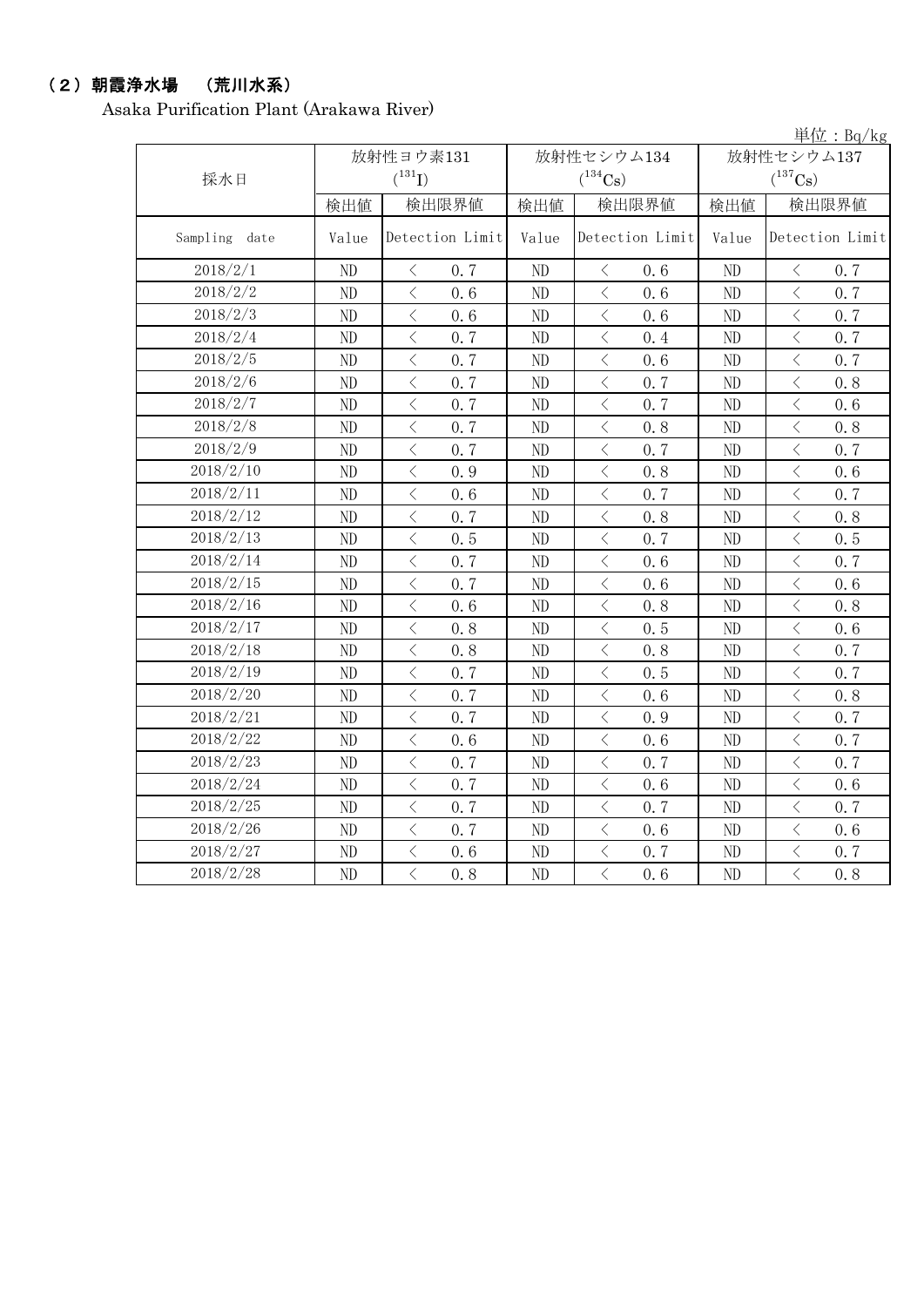## （2）朝霞浄水場 （荒川水系）

Asaka Purification Plant (Arakawa River)

単位：Bq/kg

| 採水日 | 放射性ヨウ素131 ($^{131}I$) | | 放射性セシウム134 ($^{134}Cs$) | | 放射性セシウム137 ($^{137}Cs$) | |
|---|---|---|---|---|---|---|
| | 検出値 | 検出限界値 | 検出値 | 検出限界値 | 検出値 | 検出限界値 |
| Sampling date | Value | Detection Limit | Value | Detection Limit | Value | Detection Limit |
| 2018/2/1 | ND | ＜ 0.7 | ND | ＜ 0.6 | ND | ＜ 0.7 |
| 2018/2/2 | ND | ＜ 0.6 | ND | ＜ 0.6 | ND | ＜ 0.7 |
| 2018/2/3 | ND | ＜ 0.6 | ND | ＜ 0.6 | ND | ＜ 0.7 |
| 2018/2/4 | ND | ＜ 0.7 | ND | ＜ 0.4 | ND | ＜ 0.7 |
| 2018/2/5 | ND | ＜ 0.7 | ND | ＜ 0.6 | ND | ＜ 0.7 |
| 2018/2/6 | ND | ＜ 0.7 | ND | ＜ 0.7 | ND | ＜ 0.8 |
| 2018/2/7 | ND | ＜ 0.7 | ND | ＜ 0.7 | ND | ＜ 0.6 |
| 2018/2/8 | ND | ＜ 0.7 | ND | ＜ 0.8 | ND | ＜ 0.8 |
| 2018/2/9 | ND | ＜ 0.7 | ND | ＜ 0.7 | ND | ＜ 0.7 |
| 2018/2/10 | ND | ＜ 0.9 | ND | ＜ 0.8 | ND | ＜ 0.6 |
| 2018/2/11 | ND | ＜ 0.6 | ND | ＜ 0.7 | ND | ＜ 0.7 |
| 2018/2/12 | ND | ＜ 0.7 | ND | ＜ 0.8 | ND | ＜ 0.8 |
| 2018/2/13 | ND | ＜ 0.5 | ND | ＜ 0.7 | ND | ＜ 0.5 |
| 2018/2/14 | ND | ＜ 0.7 | ND | ＜ 0.6 | ND | ＜ 0.7 |
| 2018/2/15 | ND | ＜ 0.7 | ND | ＜ 0.6 | ND | ＜ 0.6 |
| 2018/2/16 | ND | ＜ 0.6 | ND | ＜ 0.8 | ND | ＜ 0.8 |
| 2018/2/17 | ND | ＜ 0.8 | ND | ＜ 0.5 | ND | ＜ 0.6 |
| 2018/2/18 | ND | ＜ 0.8 | ND | ＜ 0.8 | ND | ＜ 0.7 |
| 2018/2/19 | ND | ＜ 0.7 | ND | ＜ 0.5 | ND | ＜ 0.7 |
| 2018/2/20 | ND | ＜ 0.7 | ND | ＜ 0.6 | ND | ＜ 0.8 |
| 2018/2/21 | ND | ＜ 0.7 | ND | ＜ 0.9 | ND | ＜ 0.7 |
| 2018/2/22 | ND | ＜ 0.6 | ND | ＜ 0.6 | ND | ＜ 0.7 |
| 2018/2/23 | ND | ＜ 0.7 | ND | ＜ 0.7 | ND | ＜ 0.7 |
| 2018/2/24 | ND | ＜ 0.7 | ND | ＜ 0.6 | ND | ＜ 0.6 |
| 2018/2/25 | ND | ＜ 0.7 | ND | ＜ 0.7 | ND | ＜ 0.7 |
| 2018/2/26 | ND | ＜ 0.7 | ND | ＜ 0.6 | ND | ＜ 0.6 |
| 2018/2/27 | ND | ＜ 0.6 | ND | ＜ 0.7 | ND | ＜ 0.7 |
| 2018/2/28 | ND | ＜ 0.8 | ND | ＜ 0.6 | ND | ＜ 0.8 |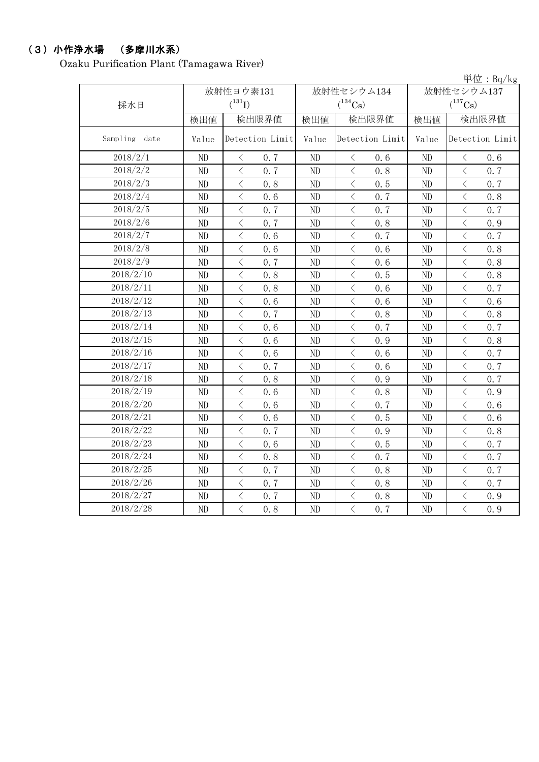## （3）小作浄水場　（多摩川水系）

Ozaku Purification Plant (Tamagawa River)

単位：Bq/kg

| 採水日 | 放射性ヨウ素131 ($^{131}I$) | | 放射性セシウム134 ($^{134}Cs$) | | 放射性セシウム137 ($^{137}Cs$) | |
|---|---|---|---|---|---|---|
| | 検出値 | 検出限界値 | 検出値 | 検出限界値 | 検出値 | 検出限界値 |
| Sampling date | Value | Detection Limit | Value | Detection Limit | Value | Detection Limit |
| 2018/2/1 | ND | ＜ 0.7 | ND | ＜ 0.6 | ND | ＜ 0.6 |
| 2018/2/2 | ND | ＜ 0.7 | ND | ＜ 0.8 | ND | ＜ 0.7 |
| 2018/2/3 | ND | ＜ 0.8 | ND | ＜ 0.5 | ND | ＜ 0.7 |
| 2018/2/4 | ND | ＜ 0.6 | ND | ＜ 0.7 | ND | ＜ 0.8 |
| 2018/2/5 | ND | ＜ 0.7 | ND | ＜ 0.7 | ND | ＜ 0.7 |
| 2018/2/6 | ND | ＜ 0.7 | ND | ＜ 0.8 | ND | ＜ 0.9 |
| 2018/2/7 | ND | ＜ 0.6 | ND | ＜ 0.7 | ND | ＜ 0.7 |
| 2018/2/8 | ND | ＜ 0.6 | ND | ＜ 0.6 | ND | ＜ 0.8 |
| 2018/2/9 | ND | ＜ 0.7 | ND | ＜ 0.6 | ND | ＜ 0.8 |
| 2018/2/10 | ND | ＜ 0.8 | ND | ＜ 0.5 | ND | ＜ 0.8 |
| 2018/2/11 | ND | ＜ 0.8 | ND | ＜ 0.6 | ND | ＜ 0.7 |
| 2018/2/12 | ND | ＜ 0.6 | ND | ＜ 0.6 | ND | ＜ 0.6 |
| 2018/2/13 | ND | ＜ 0.7 | ND | ＜ 0.8 | ND | ＜ 0.8 |
| 2018/2/14 | ND | ＜ 0.6 | ND | ＜ 0.7 | ND | ＜ 0.7 |
| 2018/2/15 | ND | ＜ 0.6 | ND | ＜ 0.9 | ND | ＜ 0.8 |
| 2018/2/16 | ND | ＜ 0.6 | ND | ＜ 0.6 | ND | ＜ 0.7 |
| 2018/2/17 | ND | ＜ 0.7 | ND | ＜ 0.6 | ND | ＜ 0.7 |
| 2018/2/18 | ND | ＜ 0.8 | ND | ＜ 0.9 | ND | ＜ 0.7 |
| 2018/2/19 | ND | ＜ 0.6 | ND | ＜ 0.8 | ND | ＜ 0.9 |
| 2018/2/20 | ND | ＜ 0.6 | ND | ＜ 0.7 | ND | ＜ 0.6 |
| 2018/2/21 | ND | ＜ 0.6 | ND | ＜ 0.5 | ND | ＜ 0.6 |
| 2018/2/22 | ND | ＜ 0.7 | ND | ＜ 0.9 | ND | ＜ 0.8 |
| 2018/2/23 | ND | ＜ 0.6 | ND | ＜ 0.5 | ND | ＜ 0.7 |
| 2018/2/24 | ND | ＜ 0.8 | ND | ＜ 0.7 | ND | ＜ 0.7 |
| 2018/2/25 | ND | ＜ 0.7 | ND | ＜ 0.8 | ND | ＜ 0.7 |
| 2018/2/26 | ND | ＜ 0.7 | ND | ＜ 0.8 | ND | ＜ 0.7 |
| 2018/2/27 | ND | ＜ 0.7 | ND | ＜ 0.8 | ND | ＜ 0.9 |
| 2018/2/28 | ND | ＜ 0.8 | ND | ＜ 0.7 | ND | ＜ 0.9 |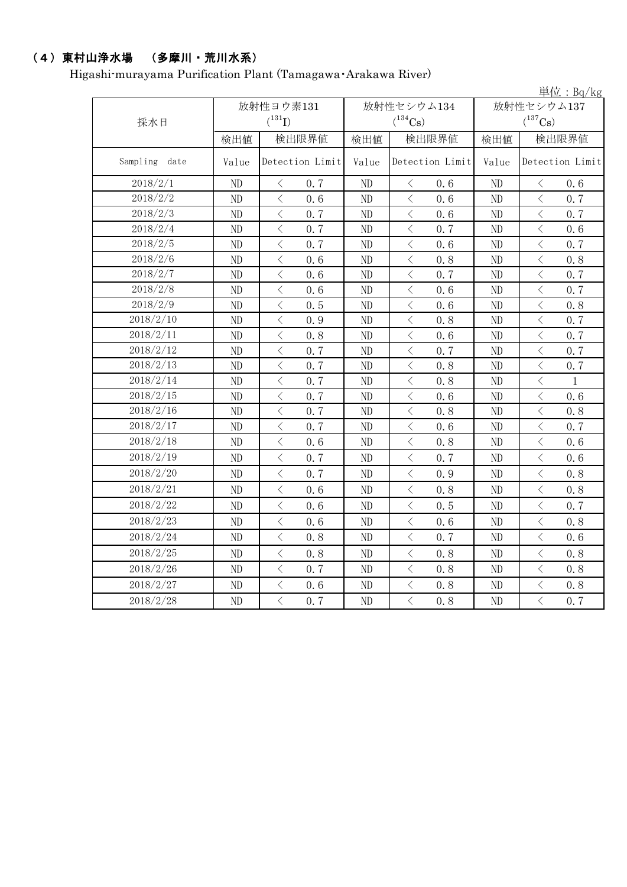## （4）東村山浄水場　（多摩川・荒川水系）

Higashi-murayama Purification Plant (Tamagawa･Arakawa River)

単位：Bq/kg

| 採水日 | 放射性ヨウ素131 ($^{131}I$) | | 放射性セシウム134 ($^{134}Cs$) | | 放射性セシウム137 ($^{137}Cs$) | |
|---|---|---|---|---|---|---|
| | 検出値 | 検出限界値 | 検出値 | 検出限界値 | 検出値 | 検出限界値 |
| Sampling date | Value | Detection Limit | Value | Detection Limit | Value | Detection Limit |
| 2018/2/1 | ND | ＜ 0.7 | ND | ＜ 0.6 | ND | ＜ 0.6 |
| 2018/2/2 | ND | ＜ 0.6 | ND | ＜ 0.6 | ND | ＜ 0.7 |
| 2018/2/3 | ND | ＜ 0.7 | ND | ＜ 0.6 | ND | ＜ 0.7 |
| 2018/2/4 | ND | ＜ 0.7 | ND | ＜ 0.7 | ND | ＜ 0.6 |
| 2018/2/5 | ND | ＜ 0.7 | ND | ＜ 0.6 | ND | ＜ 0.7 |
| 2018/2/6 | ND | ＜ 0.6 | ND | ＜ 0.8 | ND | ＜ 0.8 |
| 2018/2/7 | ND | ＜ 0.6 | ND | ＜ 0.7 | ND | ＜ 0.7 |
| 2018/2/8 | ND | ＜ 0.6 | ND | ＜ 0.6 | ND | ＜ 0.7 |
| 2018/2/9 | ND | ＜ 0.5 | ND | ＜ 0.6 | ND | ＜ 0.8 |
| 2018/2/10 | ND | ＜ 0.9 | ND | ＜ 0.8 | ND | ＜ 0.7 |
| 2018/2/11 | ND | ＜ 0.8 | ND | ＜ 0.6 | ND | ＜ 0.7 |
| 2018/2/12 | ND | ＜ 0.7 | ND | ＜ 0.7 | ND | ＜ 0.7 |
| 2018/2/13 | ND | ＜ 0.7 | ND | ＜ 0.8 | ND | ＜ 0.7 |
| 2018/2/14 | ND | ＜ 0.7 | ND | ＜ 0.8 | ND | ＜ 1 |
| 2018/2/15 | ND | ＜ 0.7 | ND | ＜ 0.6 | ND | ＜ 0.6 |
| 2018/2/16 | ND | ＜ 0.7 | ND | ＜ 0.8 | ND | ＜ 0.8 |
| 2018/2/17 | ND | ＜ 0.7 | ND | ＜ 0.6 | ND | ＜ 0.7 |
| 2018/2/18 | ND | ＜ 0.6 | ND | ＜ 0.8 | ND | ＜ 0.6 |
| 2018/2/19 | ND | ＜ 0.7 | ND | ＜ 0.7 | ND | ＜ 0.6 |
| 2018/2/20 | ND | ＜ 0.7 | ND | ＜ 0.9 | ND | ＜ 0.8 |
| 2018/2/21 | ND | ＜ 0.6 | ND | ＜ 0.8 | ND | ＜ 0.8 |
| 2018/2/22 | ND | ＜ 0.6 | ND | ＜ 0.5 | ND | ＜ 0.7 |
| 2018/2/23 | ND | ＜ 0.6 | ND | ＜ 0.6 | ND | ＜ 0.8 |
| 2018/2/24 | ND | ＜ 0.8 | ND | ＜ 0.7 | ND | ＜ 0.6 |
| 2018/2/25 | ND | ＜ 0.8 | ND | ＜ 0.8 | ND | ＜ 0.8 |
| 2018/2/26 | ND | ＜ 0.7 | ND | ＜ 0.8 | ND | ＜ 0.8 |
| 2018/2/27 | ND | ＜ 0.6 | ND | ＜ 0.8 | ND | ＜ 0.8 |
| 2018/2/28 | ND | ＜ 0.7 | ND | ＜ 0.8 | ND | ＜ 0.7 |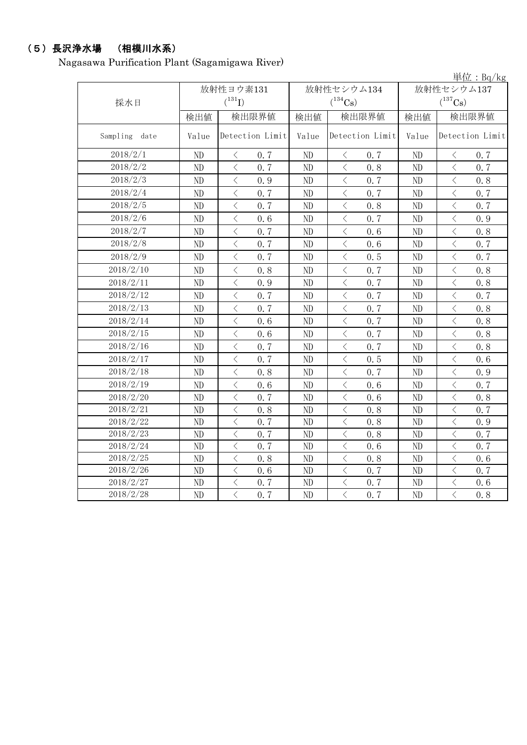## （5）長沢浄水場　（相模川水系）

Nagasawa Purification Plant (Sagamigawa River)

単位：Bq/kg

| 採水日 | 放射性ヨウ素131 ($^{131}I$) | | 放射性セシウム134 ($^{134}Cs$) | | 放射性セシウム137 ($^{137}Cs$) | |
|---|---|---|---|---|---|---|
| | 検出値 | 検出限界値 | 検出値 | 検出限界値 | 検出値 | 検出限界値 |
| Sampling date | Value | Detection Limit | Value | Detection Limit | Value | Detection Limit |
| 2018/2/1 | ND | ＜　0.7 | ND | ＜　0.7 | ND | ＜　0.7 |
| 2018/2/2 | ND | ＜　0.7 | ND | ＜　0.8 | ND | ＜　0.7 |
| 2018/2/3 | ND | ＜　0.9 | ND | ＜　0.7 | ND | ＜　0.8 |
| 2018/2/4 | ND | ＜　0.7 | ND | ＜　0.7 | ND | ＜　0.7 |
| 2018/2/5 | ND | ＜　0.7 | ND | ＜　0.8 | ND | ＜　0.7 |
| 2018/2/6 | ND | ＜　0.6 | ND | ＜　0.7 | ND | ＜　0.9 |
| 2018/2/7 | ND | ＜　0.7 | ND | ＜　0.6 | ND | ＜　0.8 |
| 2018/2/8 | ND | ＜　0.7 | ND | ＜　0.6 | ND | ＜　0.7 |
| 2018/2/9 | ND | ＜　0.7 | ND | ＜　0.5 | ND | ＜　0.7 |
| 2018/2/10 | ND | ＜　0.8 | ND | ＜　0.7 | ND | ＜　0.8 |
| 2018/2/11 | ND | ＜　0.9 | ND | ＜　0.7 | ND | ＜　0.8 |
| 2018/2/12 | ND | ＜　0.7 | ND | ＜　0.7 | ND | ＜　0.7 |
| 2018/2/13 | ND | ＜　0.7 | ND | ＜　0.7 | ND | ＜　0.8 |
| 2018/2/14 | ND | ＜　0.6 | ND | ＜　0.7 | ND | ＜　0.8 |
| 2018/2/15 | ND | ＜　0.6 | ND | ＜　0.7 | ND | ＜　0.8 |
| 2018/2/16 | ND | ＜　0.7 | ND | ＜　0.7 | ND | ＜　0.8 |
| 2018/2/17 | ND | ＜　0.7 | ND | ＜　0.5 | ND | ＜　0.6 |
| 2018/2/18 | ND | ＜　0.8 | ND | ＜　0.7 | ND | ＜　0.9 |
| 2018/2/19 | ND | ＜　0.6 | ND | ＜　0.6 | ND | ＜　0.7 |
| 2018/2/20 | ND | ＜　0.7 | ND | ＜　0.6 | ND | ＜　0.8 |
| 2018/2/21 | ND | ＜　0.8 | ND | ＜　0.8 | ND | ＜　0.7 |
| 2018/2/22 | ND | ＜　0.7 | ND | ＜　0.8 | ND | ＜　0.9 |
| 2018/2/23 | ND | ＜　0.7 | ND | ＜　0.8 | ND | ＜　0.7 |
| 2018/2/24 | ND | ＜　0.7 | ND | ＜　0.6 | ND | ＜　0.7 |
| 2018/2/25 | ND | ＜　0.8 | ND | ＜　0.8 | ND | ＜　0.6 |
| 2018/2/26 | ND | ＜　0.6 | ND | ＜　0.7 | ND | ＜　0.7 |
| 2018/2/27 | ND | ＜　0.7 | ND | ＜　0.7 | ND | ＜　0.6 |
| 2018/2/28 | ND | ＜　0.7 | ND | ＜　0.7 | ND | ＜　0.8 |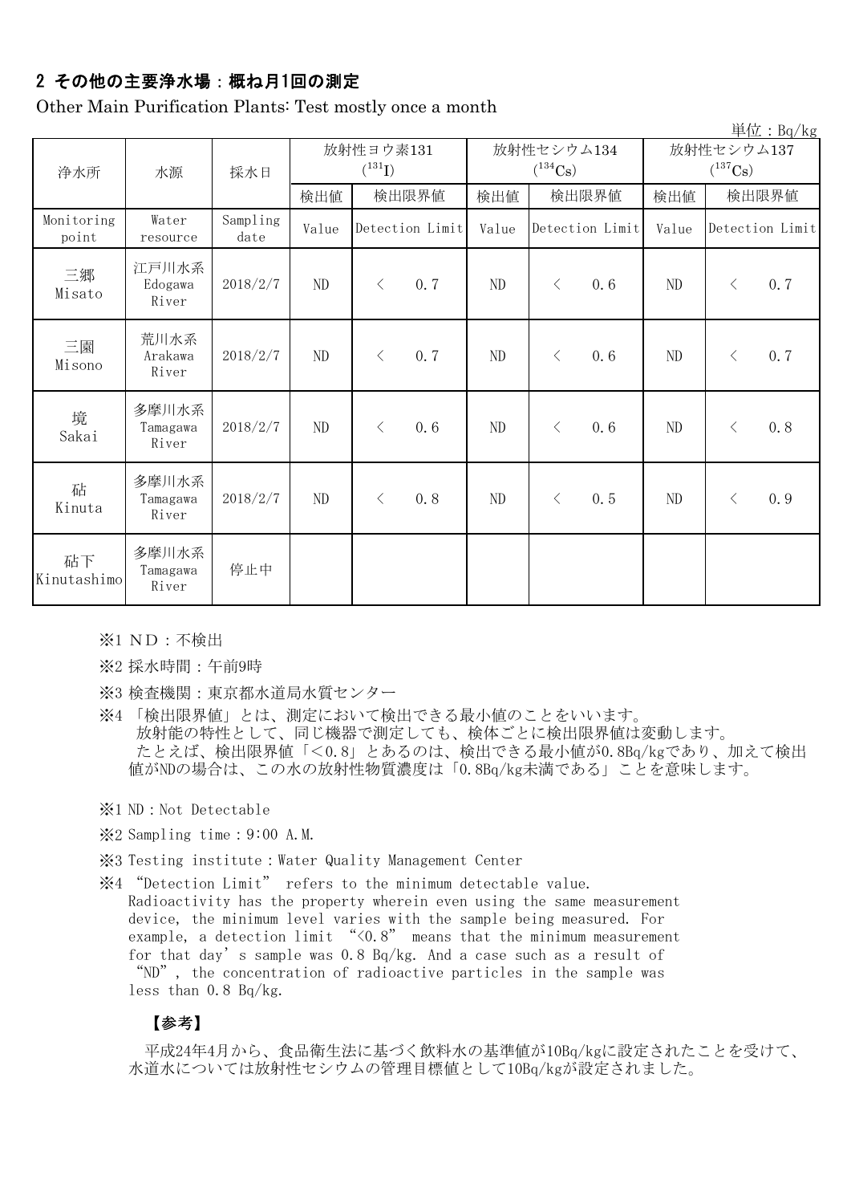## 2 その他の主要浄水場：概ね月1回の測定

Other Main Purification Plants: Test mostly once a month

単位：Bq/kg

| 浄水所 | 水源 | 採水日 | 放射性ヨウ素131 ($^{131}$I) | | | 放射性セシウム134 ($^{134}$Cs) | | | 放射性セシウム137 ($^{137}$Cs) | | |
|---|---|---|---|---|---|---|---|---|---|---|---|
| | | | 検出値 | 検出限界値 | | 検出値 | 検出限界値 | | 検出値 | 検出限界値 | |
| Monitoring point | Water resource | Sampling date | Value | Detection Limit | | Value | Detection Limit | | Value | Detection Limit | |
| 三郷 Misato | 江戸川水系 Edogawa River | 2018/2/7 | ND | < | 0.7 | ND | < | 0.6 | ND | < | 0.7 |
| 三園 Misono | 荒川水系 Arakawa River | 2018/2/7 | ND | < | 0.7 | ND | < | 0.6 | ND | < | 0.7 |
| 境 Sakai | 多摩川水系 Tamagawa River | 2018/2/7 | ND | < | 0.6 | ND | < | 0.6 | ND | < | 0.8 |
| 砧 Kinuta | 多摩川水系 Tamagawa River | 2018/2/7 | ND | < | 0.8 | ND | < | 0.5 | ND | < | 0.9 |
| 砧下 Kinutashimo | 多摩川水系 Tamagawa River | 停止中 | | | | | | | | | |

※1 ＮＤ：不検出

※2 採水時間：午前9時

※3 検査機関：東京都水道局水質センター

※4 「検出限界値」とは、測定において検出できる最小値のことをいいます。
放射能の特性として、同じ機器で測定しても、検体ごとに検出限界値は変動します。
たとえば、検出限界値「<0.8」とあるのは、検出できる最小値が0.8Bq/kgであり、加えて検出値がNDの場合は、この水の放射性物質濃度は「0.8Bq/kg未満である」ことを意味します。

※1 ND：Not Detectable

※2 Sampling time：9:00 A.M.

※3 Testing institute：Water Quality Management Center

※4 "Detection Limit" refers to the minimum detectable value.
Radioactivity has the property wherein even using the same measurement device, the minimum level varies with the sample being measured. For example, a detection limit "<0.8" means that the minimum measurement for that day's sample was 0.8 Bq/kg. And a case such as a result of "ND", the concentration of radioactive particles in the sample was less than 0.8 Bq/kg.

【参考】

平成24年4月から、食品衛生法に基づく飲料水の基準値が10Bq/kgに設定されたことを受けて、水道水については放射性セシウムの管理目標値として10Bq/kgが設定されました。